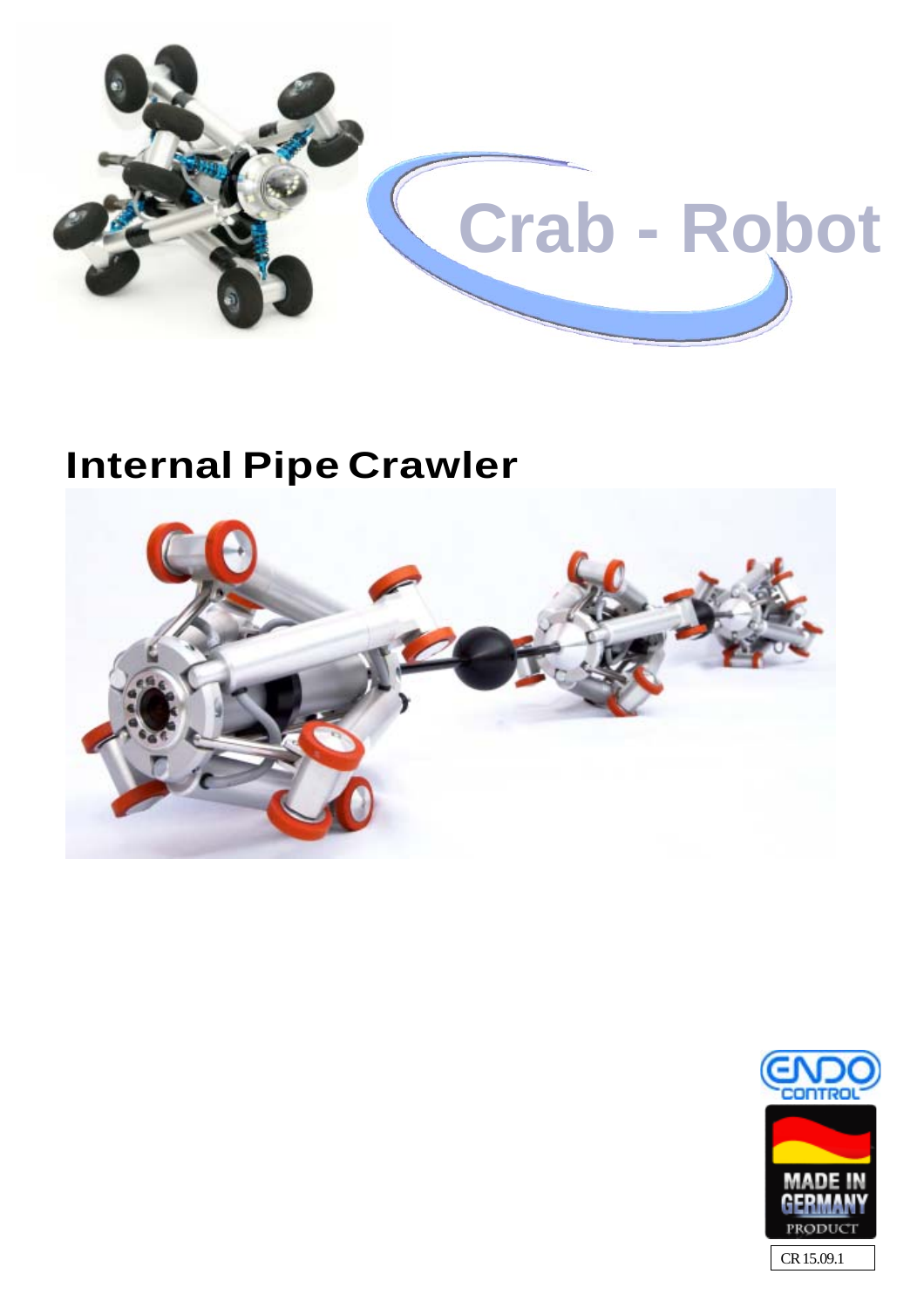# Crab - Robot

## Internal Pipe Crawler

ENDO CONTROL

MADE IN GERMANY PRODUCT

CR 15.09.1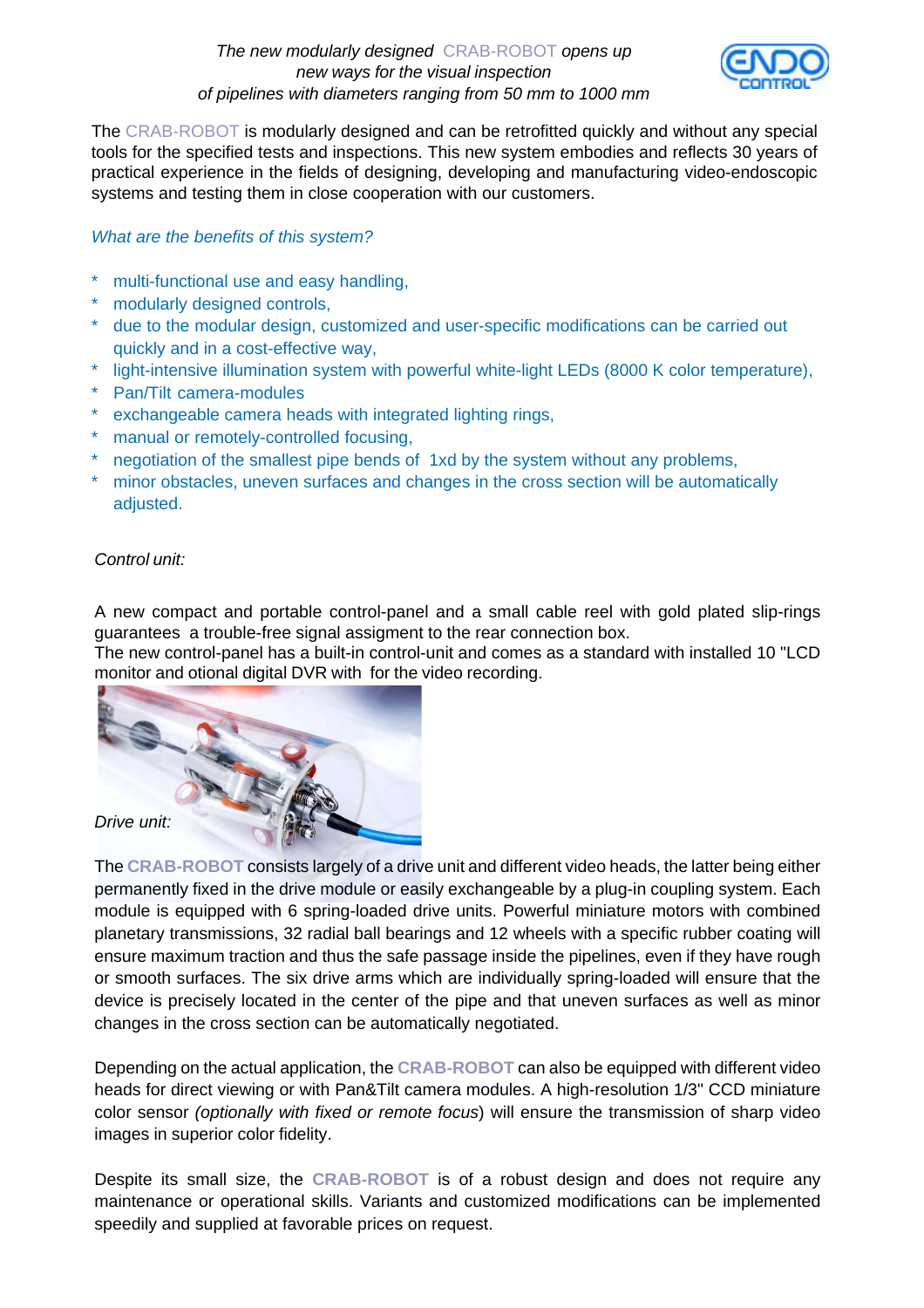*The new modularly designed CRAB-ROBOT opens up new ways for the visual inspection of pipelines with diameters ranging from 50 mm to 1000 mm*

The CRAB-ROBOT is modularly designed and can be retrofitted quickly and without any special tools for the specified tests and inspections. This new system embodies and reflects 30 years of practical experience in the fields of designing, developing and manufacturing video-endoscopic systems and testing them in close cooperation with our customers.

*What are the benefits of this system?*

- multi-functional use and easy handling,
- modularly designed controls,
- due to the modular design, customized and user-specific modifications can be carried out quickly and in a cost-effective way,
- light-intensive illumination system with powerful white-light LEDs (8000 K color temperature),
- Pan/Tilt camera-modules
- exchangeable camera heads with integrated lighting rings,
- manual or remotely-controlled focusing,
- negotiation of the smallest pipe bends of 1xd by the system without any problems,
- minor obstacles, uneven surfaces and changes in the cross section will be automatically adjusted.

*Control unit:*

A new compact and portable control-panel and a small cable reel with gold plated slip-rings guarantees a trouble-free signal assigment to the rear connection box.
The new control-panel has a built-in control-unit and comes as a standard with installed 10 "LCD monitor and otional digital DVR with for the video recording.

*Drive unit:*

The **CRAB-ROBOT** consists largely of a drive unit and different video heads, the latter being either permanently fixed in the drive module or easily exchangeable by a plug-in coupling system. Each module is equipped with 6 spring-loaded drive units. Powerful miniature motors with combined planetary transmissions, 32 radial ball bearings and 12 wheels with a specific rubber coating will ensure maximum traction and thus the safe passage inside the pipelines, even if they have rough or smooth surfaces. The six drive arms which are individually spring-loaded will ensure that the device is precisely located in the center of the pipe and that uneven surfaces as well as minor changes in the cross section can be automatically negotiated.

Depending on the actual application, the **CRAB-ROBOT** can also be equipped with different video heads for direct viewing or with Pan&Tilt camera modules. A high-resolution 1/3" CCD miniature color sensor *(optionally with fixed or remote focus*) will ensure the transmission of sharp video images in superior color fidelity.

Despite its small size, the **CRAB-ROBOT** is of a robust design and does not require any maintenance or operational skills. Variants and customized modifications can be implemented speedily and supplied at favorable prices on request.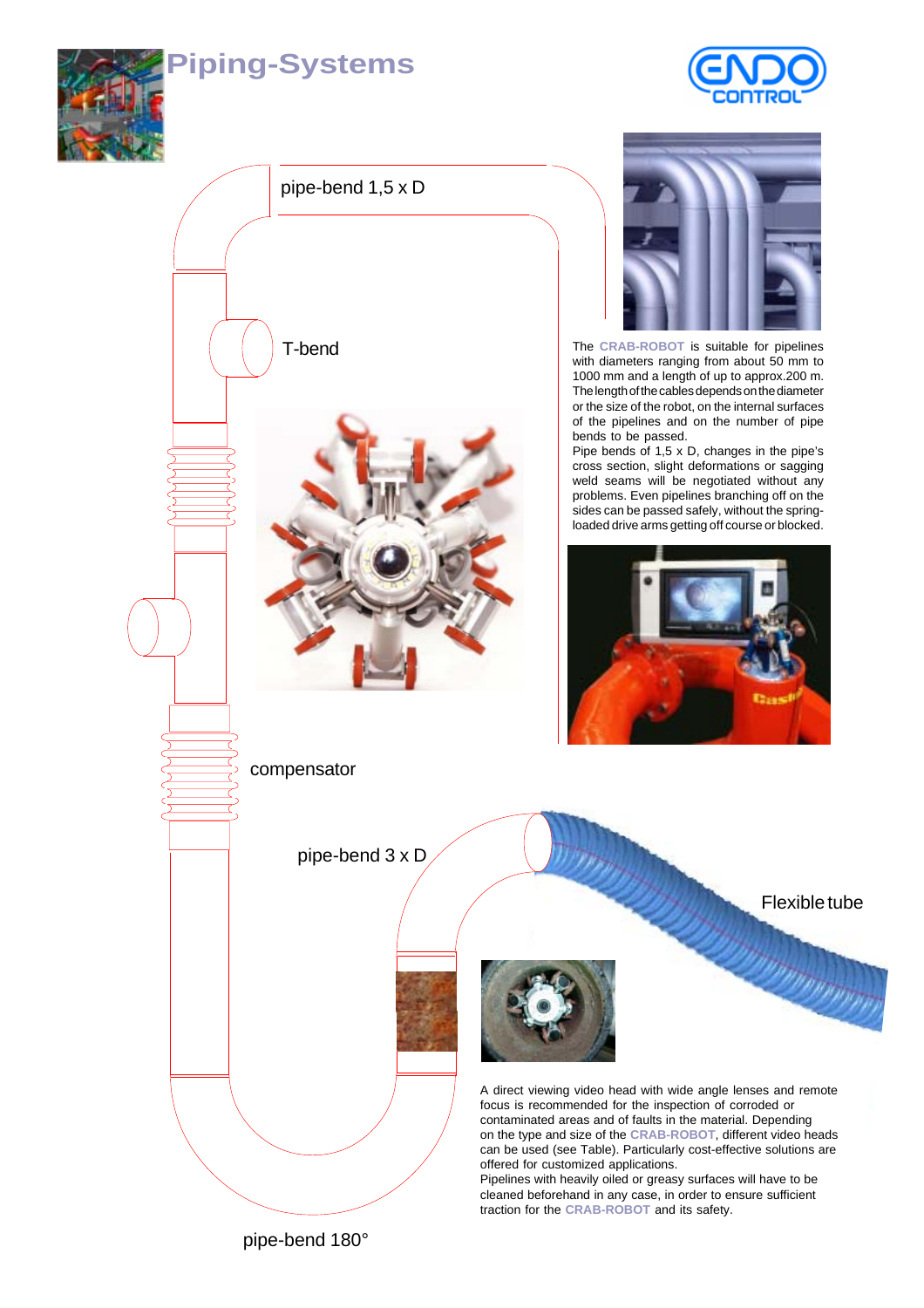# Piping-Systems

pipe-bend 1,5 x D

T-bend

compensator

pipe-bend 3 x D

Flexible tube

pipe-bend 180°

The CRAB-ROBOT is suitable for pipelines with diameters ranging from about 50 mm to 1000 mm and a length of up to approx.200 m. The length of the cables depends on the diameter or the size of the robot, on the internal surfaces of the pipelines and on the number of pipe bends to be passed.
Pipe bends of 1,5 x D, changes in the pipe's cross section, slight deformations or sagging weld seams will be negotiated without any problems. Even pipelines branching off on the sides can be passed safely, without the spring-loaded drive arms getting off course or blocked.

A direct viewing video head with wide angle lenses and remote focus is recommended for the inspection of corroded or contaminated areas and of faults in the material. Depending on the type and size of the CRAB-ROBOT, different video heads can be used (see Table). Particularly cost-effective solutions are offered for customized applications.
Pipelines with heavily oiled or greasy surfaces will have to be cleaned beforehand in any case, in order to ensure sufficient traction for the CRAB-ROBOT and its safety.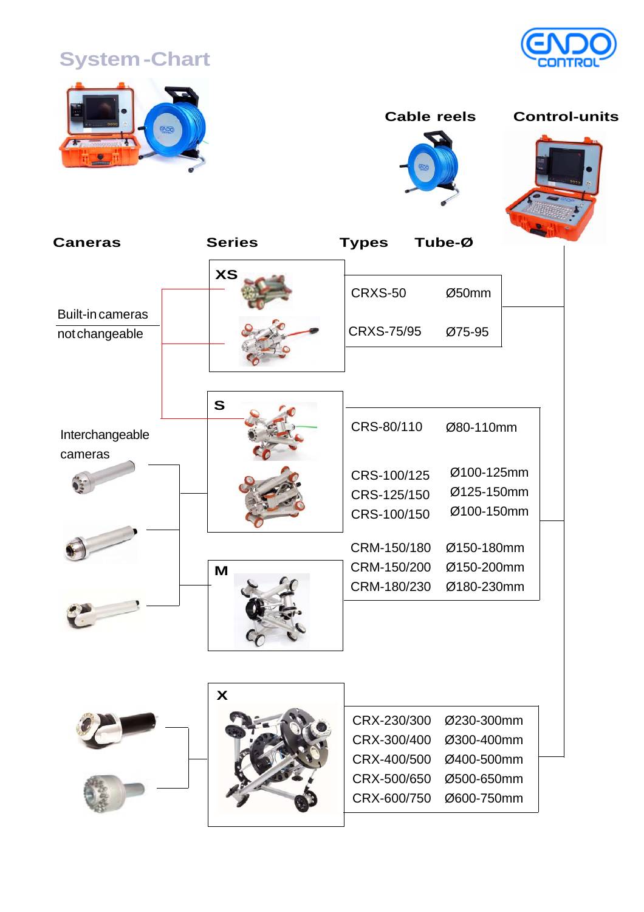# System-Chart

**Cable reels** **Control-units**

| Caneras | Series | Types | Tube-Ø |
|---|---|---|---|
| Built-in cameras not changeable | XS | CRXS-50 | Ø50mm |
| | | CRXS-75/95 | Ø75-95 |
| Interchangeable cameras | S | CRS-80/110 | Ø80-110mm |
| | | CRS-100/125 | Ø100-125mm |
| | | CRS-125/150 | Ø125-150mm |
| | | CRS-100/150 | Ø100-150mm |
| | M | CRM-150/180 | Ø150-180mm |
| | | CRM-150/200 | Ø150-200mm |
| | | CRM-180/230 | Ø180-230mm |
| | X | CRX-230/300 | Ø230-300mm |
| | | CRX-300/400 | Ø300-400mm |
| | | CRX-400/500 | Ø400-500mm |
| | | CRX-500/650 | Ø500-650mm |
| | | CRX-600/750 | Ø600-750mm |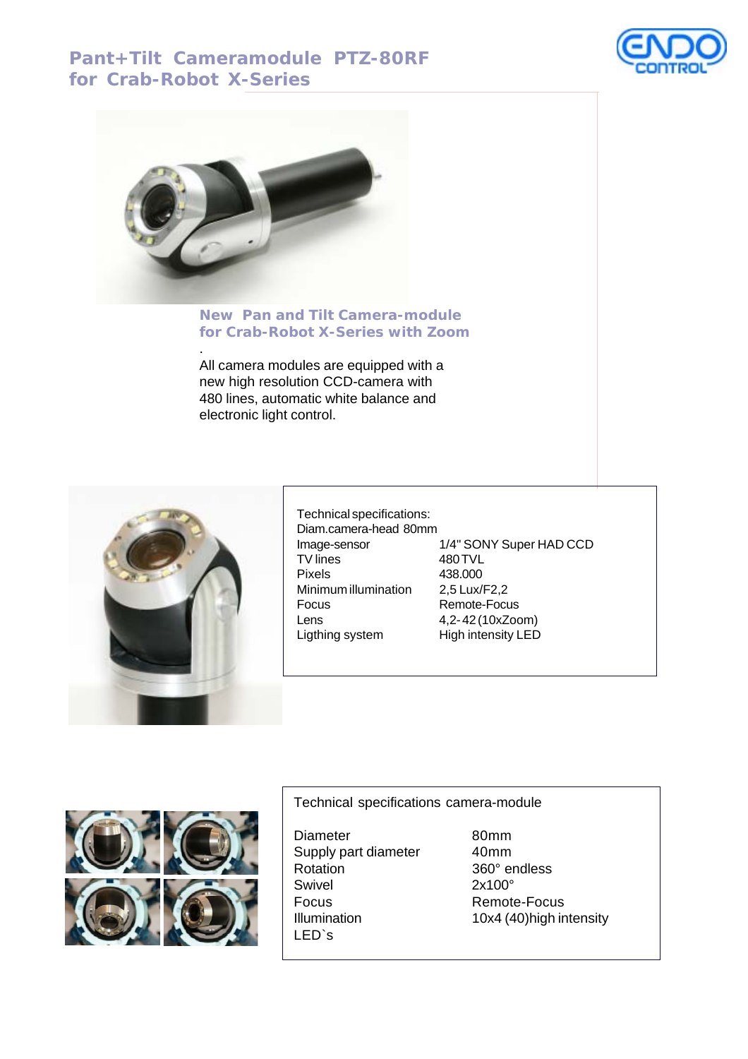# Pant+Tilt Cameramodule PTZ-80RF for Crab-Robot X-Series

## New Pan and Tilt Camera-module for Crab-Robot X-Series with Zoom

.

All camera modules are equipped with a new high resolution CCD-camera with 480 lines, automatic white balance and electronic light control.

Technical specifications:

| Diam.camera-head 80mm | |
|---|---|
| Image-sensor | 1/4" SONY Super HAD CCD |
| TV lines | 480 TVL |
| Pixels | 438.000 |
| Minimum illumination | 2,5 Lux/F2,2 |
| Focus | Remote-Focus |
| Lens | 4,2- 42 (10xZoom) |
| Ligthing system | High intensity LED |

Technical specifications camera-module

| Diameter | 80mm |
|---|---|
| Supply part diameter | 40mm |
| Rotation | 360° endless |
| Swivel | 2x100° |
| Focus | Remote-Focus |
| Illumination LED`s | 10x4 (40)high intensity |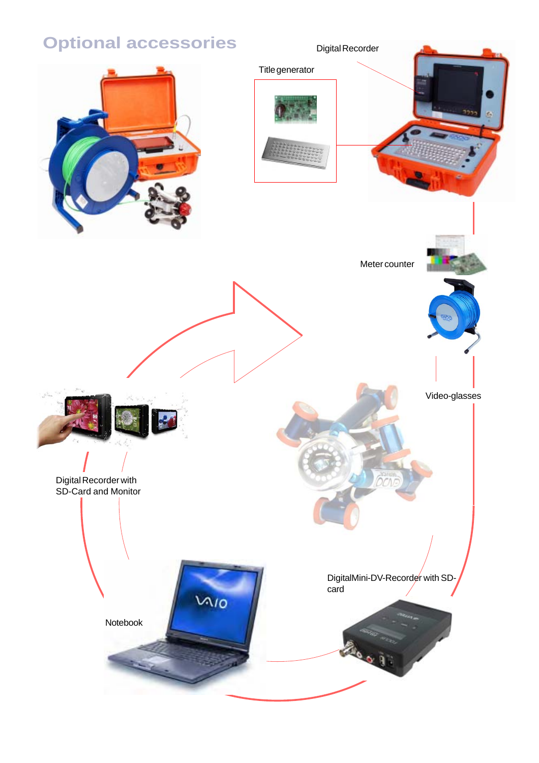# Optional accessories

Digital Recorder

Title generator

Meter counter

Video-glasses

Digital Recorder with SD-Card and Monitor

Notebook

DigitalMini-DV-Recorder with SD-card